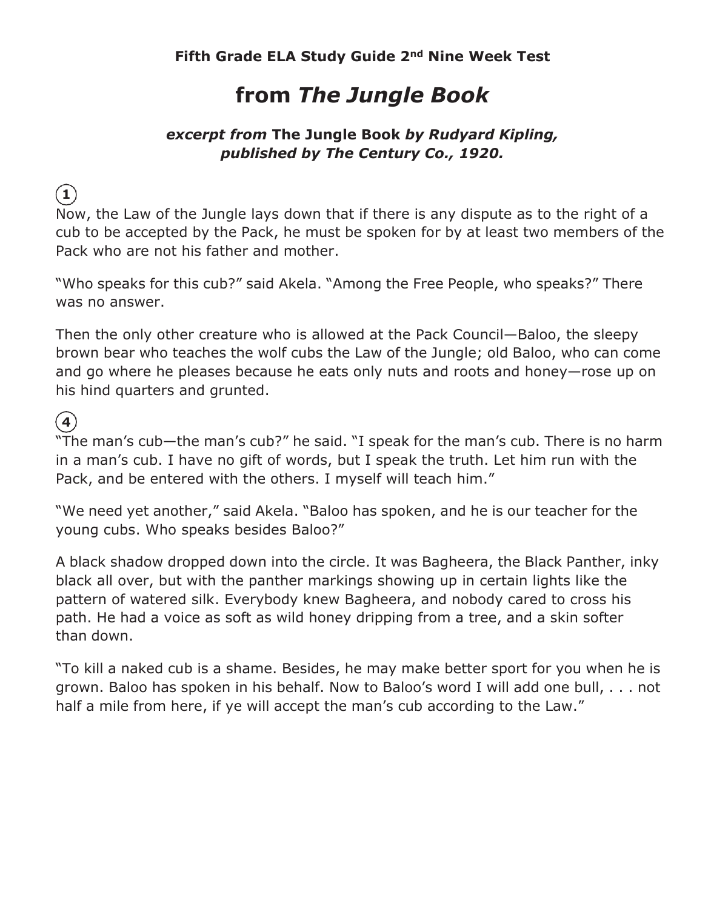**Fifth Grade ELA Study Guide 2nd Nine Week Test**

# from *The Jungle Book*

***excerpt from* The Jungle Book *by Rudyard Kipling, published by The Century Co., 1920.***

(1)

Now, the Law of the Jungle lays down that if there is any dispute as to the right of a cub to be accepted by the Pack, he must be spoken for by at least two members of the Pack who are not his father and mother.

"Who speaks for this cub?" said Akela. "Among the Free People, who speaks?" There was no answer.

Then the only other creature who is allowed at the Pack Council—Baloo, the sleepy brown bear who teaches the wolf cubs the Law of the Jungle; old Baloo, who can come and go where he pleases because he eats only nuts and roots and honey—rose up on his hind quarters and grunted.

(4)

"The man's cub—the man's cub?" he said. "I speak for the man's cub. There is no harm in a man's cub. I have no gift of words, but I speak the truth. Let him run with the Pack, and be entered with the others. I myself will teach him."

"We need yet another," said Akela. "Baloo has spoken, and he is our teacher for the young cubs. Who speaks besides Baloo?"

A black shadow dropped down into the circle. It was Bagheera, the Black Panther, inky black all over, but with the panther markings showing up in certain lights like the pattern of watered silk. Everybody knew Bagheera, and nobody cared to cross his path. He had a voice as soft as wild honey dripping from a tree, and a skin softer than down.

"To kill a naked cub is a shame. Besides, he may make better sport for you when he is grown. Baloo has spoken in his behalf. Now to Baloo's word I will add one bull, . . . not half a mile from here, if ye will accept the man's cub according to the Law."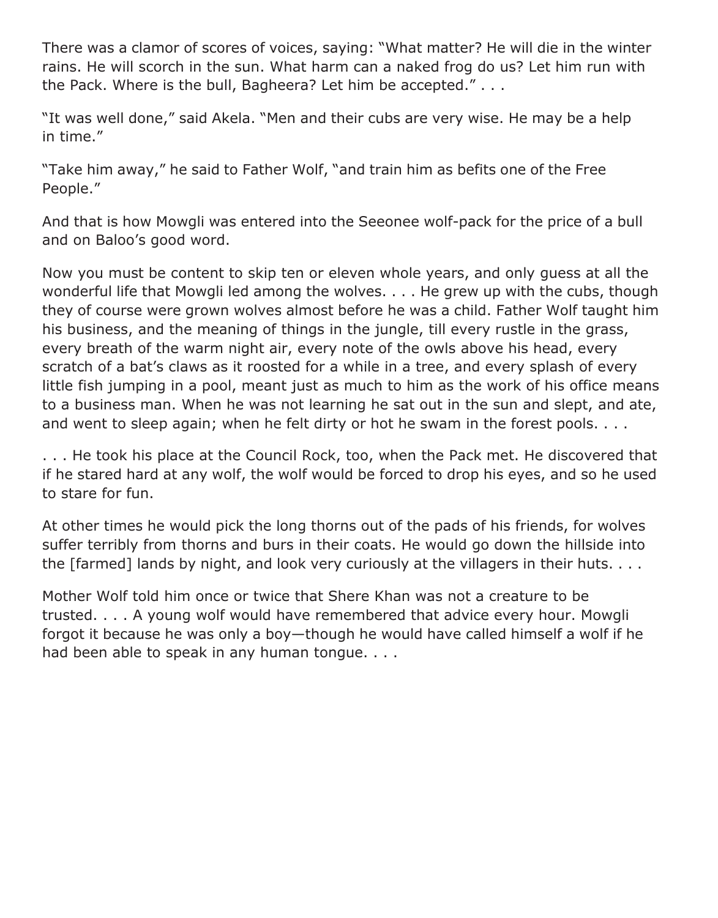There was a clamor of scores of voices, saying: "What matter? He will die in the winter rains. He will scorch in the sun. What harm can a naked frog do us? Let him run with the Pack. Where is the bull, Bagheera? Let him be accepted." . . .

"It was well done," said Akela. "Men and their cubs are very wise. He may be a help in time."

"Take him away," he said to Father Wolf, "and train him as befits one of the Free People."

And that is how Mowgli was entered into the Seeonee wolf-pack for the price of a bull and on Baloo's good word.

Now you must be content to skip ten or eleven whole years, and only guess at all the wonderful life that Mowgli led among the wolves. . . . He grew up with the cubs, though they of course were grown wolves almost before he was a child. Father Wolf taught him his business, and the meaning of things in the jungle, till every rustle in the grass, every breath of the warm night air, every note of the owls above his head, every scratch of a bat's claws as it roosted for a while in a tree, and every splash of every little fish jumping in a pool, meant just as much to him as the work of his office means to a business man. When he was not learning he sat out in the sun and slept, and ate, and went to sleep again; when he felt dirty or hot he swam in the forest pools. . . .

. . . He took his place at the Council Rock, too, when the Pack met. He discovered that if he stared hard at any wolf, the wolf would be forced to drop his eyes, and so he used to stare for fun.

At other times he would pick the long thorns out of the pads of his friends, for wolves suffer terribly from thorns and burs in their coats. He would go down the hillside into the [farmed] lands by night, and look very curiously at the villagers in their huts. . . .

Mother Wolf told him once or twice that Shere Khan was not a creature to be trusted. . . . A young wolf would have remembered that advice every hour. Mowgli forgot it because he was only a boy—though he would have called himself a wolf if he had been able to speak in any human tongue. . . .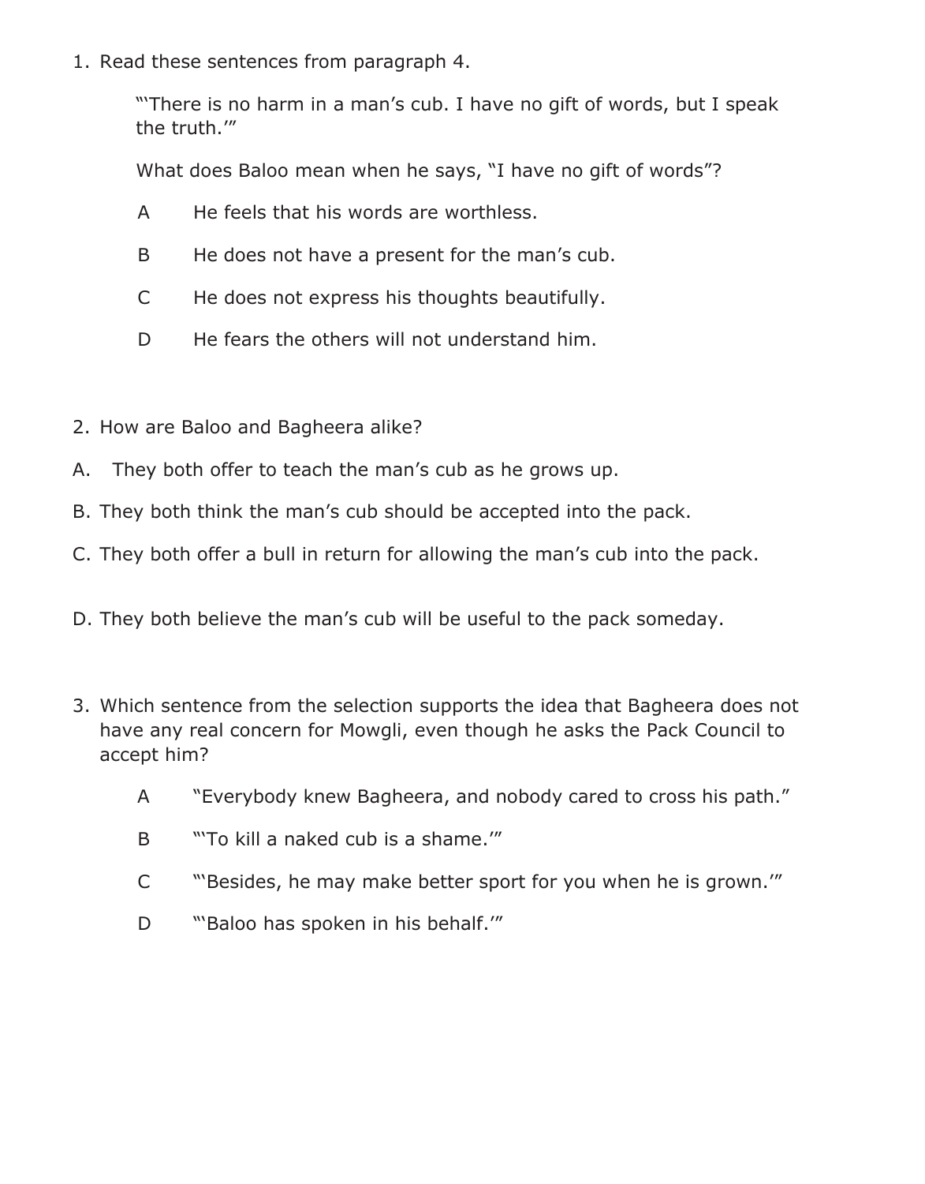1. Read these sentences from paragraph 4.

   "'There is no harm in a man's cub. I have no gift of words, but I speak the truth.'"

   What does Baloo mean when he says, "I have no gift of words"?

   A He feels that his words are worthless.

   B He does not have a present for the man's cub.

   C He does not express his thoughts beautifully.

   D He fears the others will not understand him.

2. How are Baloo and Bagheera alike?

A. They both offer to teach the man's cub as he grows up.

B. They both think the man's cub should be accepted into the pack.

C. They both offer a bull in return for allowing the man's cub into the pack.

D. They both believe the man's cub will be useful to the pack someday.

3. Which sentence from the selection supports the idea that Bagheera does not have any real concern for Mowgli, even though he asks the Pack Council to accept him?

   A "Everybody knew Bagheera, and nobody cared to cross his path."

   B "'To kill a naked cub is a shame.'"

   C "'Besides, he may make better sport for you when he is grown.'"

   D "'Baloo has spoken in his behalf.'"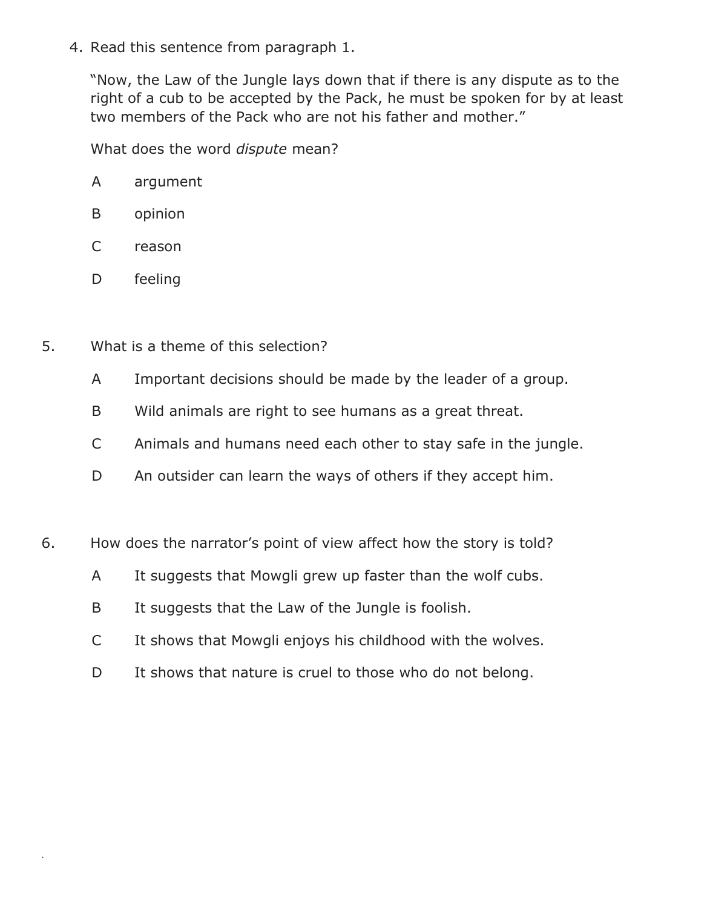4. Read this sentence from paragraph 1.

   "Now, the Law of the Jungle lays down that if there is any dispute as to the right of a cub to be accepted by the Pack, he must be spoken for by at least two members of the Pack who are not his father and mother."

   What does the word *dispute* mean?

   A argument

   B opinion

   C reason

   D feeling

5. What is a theme of this selection?

   A Important decisions should be made by the leader of a group.

   B Wild animals are right to see humans as a great threat.

   C Animals and humans need each other to stay safe in the jungle.

   D An outsider can learn the ways of others if they accept him.

6. How does the narrator's point of view affect how the story is told?

   A It suggests that Mowgli grew up faster than the wolf cubs.

   B It suggests that the Law of the Jungle is foolish.

   C It shows that Mowgli enjoys his childhood with the wolves.

   D It shows that nature is cruel to those who do not belong.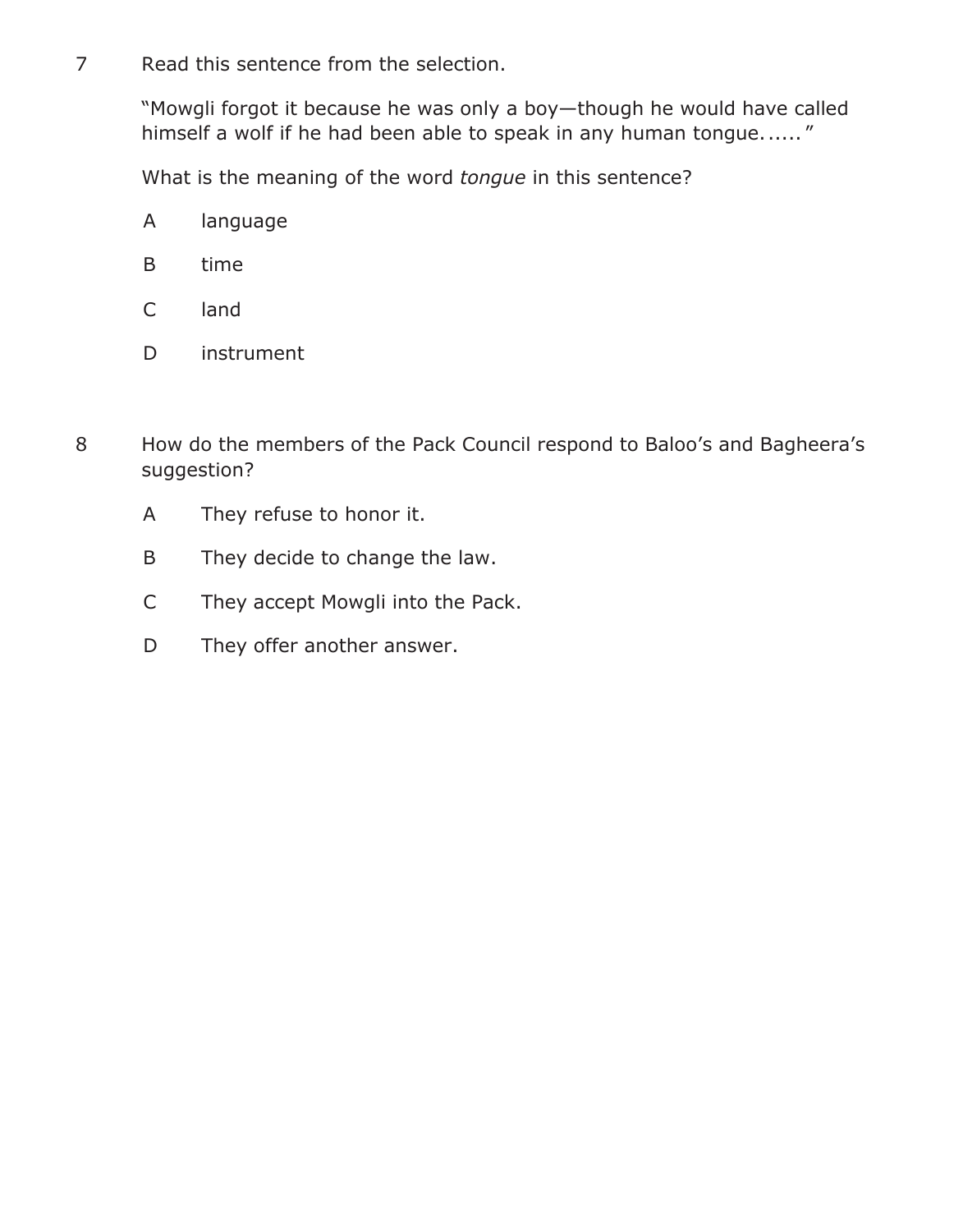7 Read this sentence from the selection.

"Mowgli forgot it because he was only a boy—though he would have called himself a wolf if he had been able to speak in any human tongue. . . . . "

What is the meaning of the word *tongue* in this sentence?

A language

B time

C land

D instrument

8 How do the members of the Pack Council respond to Baloo's and Bagheera's suggestion?

A They refuse to honor it.

B They decide to change the law.

C They accept Mowgli into the Pack.

D They offer another answer.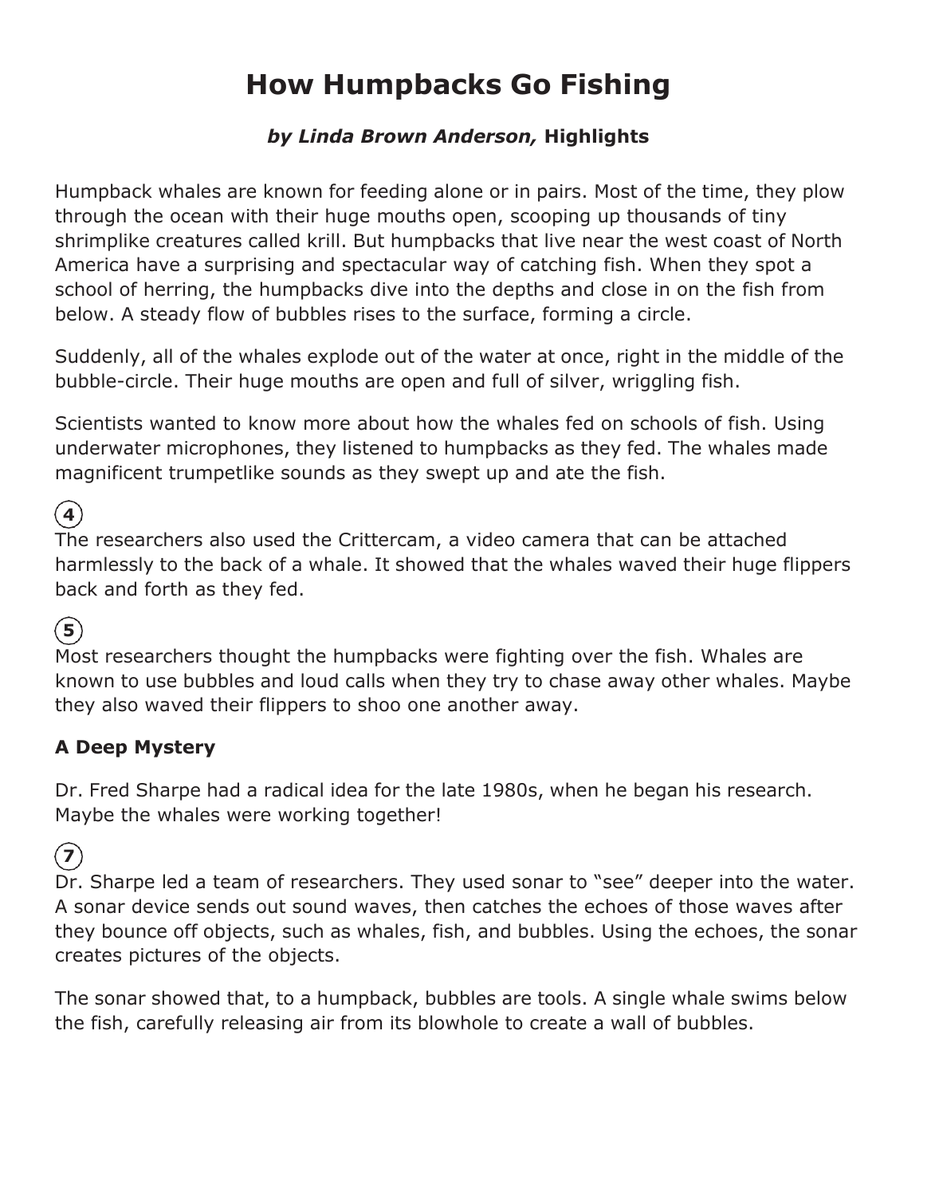# How Humpbacks Go Fishing

### *by Linda Brown Anderson,* Highlights

Humpback whales are known for feeding alone or in pairs. Most of the time, they plow through the ocean with their huge mouths open, scooping up thousands of tiny shrimplike creatures called krill. But humpbacks that live near the west coast of North America have a surprising and spectacular way of catching fish. When they spot a school of herring, the humpbacks dive into the depths and close in on the fish from below. A steady flow of bubbles rises to the surface, forming a circle.

Suddenly, all of the whales explode out of the water at once, right in the middle of the bubble-circle. Their huge mouths are open and full of silver, wriggling fish.

Scientists wanted to know more about how the whales fed on schools of fish. Using underwater microphones, they listened to humpbacks as they fed. The whales made magnificent trumpetlike sounds as they swept up and ate the fish.

(4)
The researchers also used the Crittercam, a video camera that can be attached harmlessly to the back of a whale. It showed that the whales waved their huge flippers back and forth as they fed.

(5)
Most researchers thought the humpbacks were fighting over the fish. Whales are known to use bubbles and loud calls when they try to chase away other whales. Maybe they also waved their flippers to shoo one another away.

**A Deep Mystery**

Dr. Fred Sharpe had a radical idea for the late 1980s, when he began his research. Maybe the whales were working together!

(7)
Dr. Sharpe led a team of researchers. They used sonar to "see" deeper into the water. A sonar device sends out sound waves, then catches the echoes of those waves after they bounce off objects, such as whales, fish, and bubbles. Using the echoes, the sonar creates pictures of the objects.

The sonar showed that, to a humpback, bubbles are tools. A single whale swims below the fish, carefully releasing air from its blowhole to create a wall of bubbles.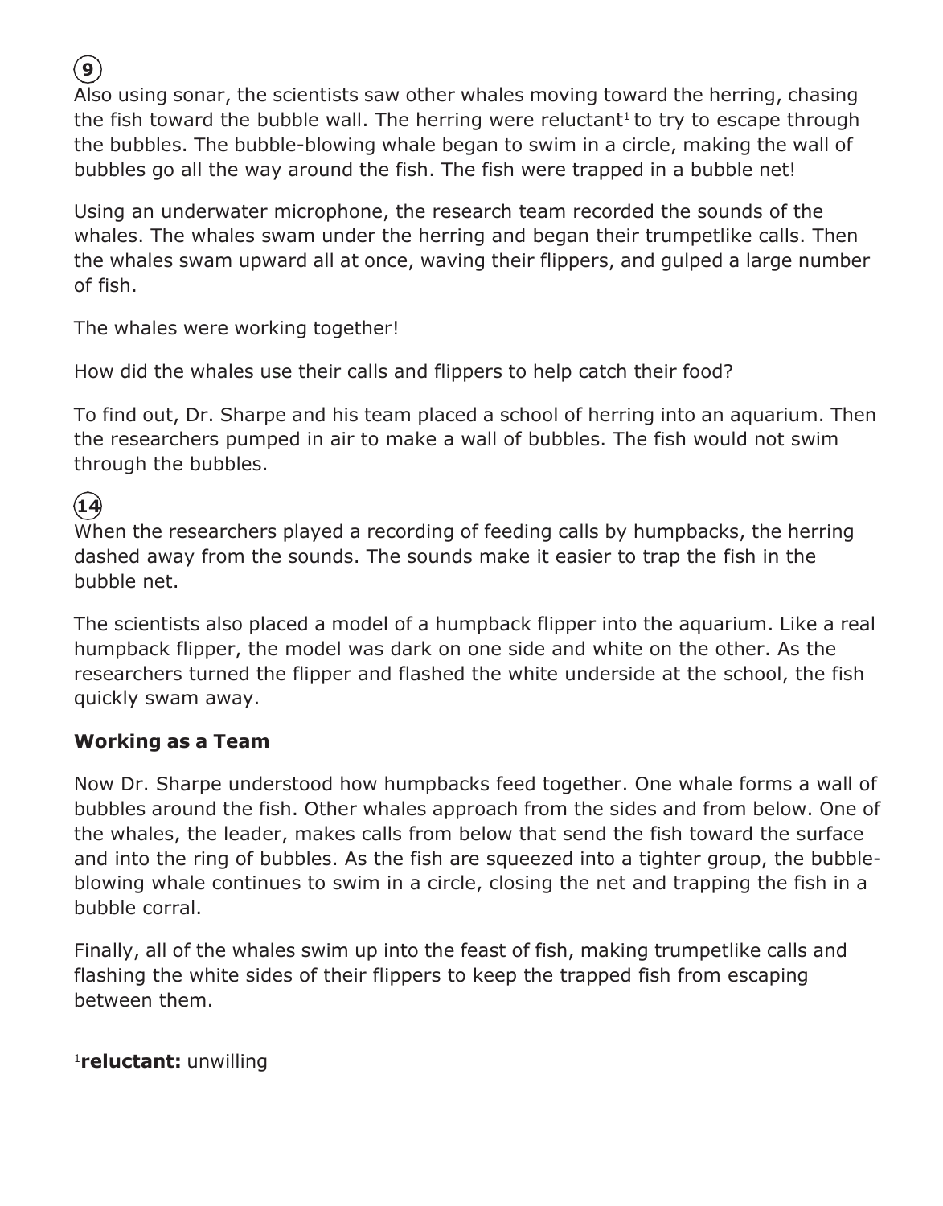(9)
Also using sonar, the scientists saw other whales moving toward the herring, chasing the fish toward the bubble wall. The herring were reluctant[1] to try to escape through the bubbles. The bubble-blowing whale began to swim in a circle, making the wall of bubbles go all the way around the fish. The fish were trapped in a bubble net!

Using an underwater microphone, the research team recorded the sounds of the whales. The whales swam under the herring and began their trumpetlike calls. Then the whales swam upward all at once, waving their flippers, and gulped a large number of fish.

The whales were working together!

How did the whales use their calls and flippers to help catch their food?

To find out, Dr. Sharpe and his team placed a school of herring into an aquarium. Then the researchers pumped in air to make a wall of bubbles. The fish would not swim through the bubbles.

(14)
When the researchers played a recording of feeding calls by humpbacks, the herring dashed away from the sounds. The sounds make it easier to trap the fish in the bubble net.

The scientists also placed a model of a humpback flipper into the aquarium. Like a real humpback flipper, the model was dark on one side and white on the other. As the researchers turned the flipper and flashed the white underside at the school, the fish quickly swam away.

**Working as a Team**

Now Dr. Sharpe understood how humpbacks feed together. One whale forms a wall of bubbles around the fish. Other whales approach from the sides and from below. One of the whales, the leader, makes calls from below that send the fish toward the surface and into the ring of bubbles. As the fish are squeezed into a tighter group, the bubble-blowing whale continues to swim in a circle, closing the net and trapping the fish in a bubble corral.

Finally, all of the whales swim up into the feast of fish, making trumpetlike calls and flashing the white sides of their flippers to keep the trapped fish from escaping between them.

[1]**reluctant:** unwilling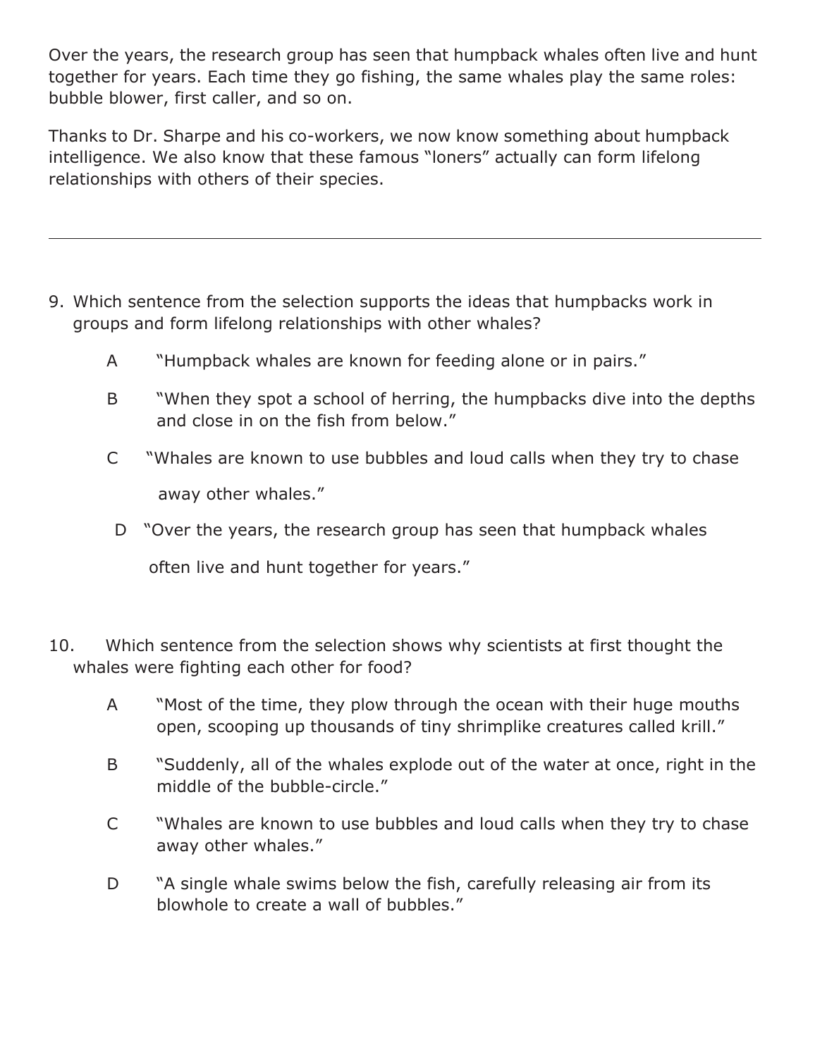Over the years, the research group has seen that humpback whales often live and hunt together for years. Each time they go fishing, the same whales play the same roles: bubble blower, first caller, and so on.

Thanks to Dr. Sharpe and his co-workers, we now know something about humpback intelligence. We also know that these famous "loners" actually can form lifelong relationships with others of their species.

---

9. Which sentence from the selection supports the ideas that humpbacks work in groups and form lifelong relationships with other whales?

   A "Humpback whales are known for feeding alone or in pairs."

   B "When they spot a school of herring, the humpbacks dive into the depths and close in on the fish from below."

   C "Whales are known to use bubbles and loud calls when they try to chase away other whales."

   D "Over the years, the research group has seen that humpback whales often live and hunt together for years."

10. Which sentence from the selection shows why scientists at first thought the whales were fighting each other for food?

    A "Most of the time, they plow through the ocean with their huge mouths open, scooping up thousands of tiny shrimplike creatures called krill."

    B "Suddenly, all of the whales explode out of the water at once, right in the middle of the bubble-circle."

    C "Whales are known to use bubbles and loud calls when they try to chase away other whales."

    D "A single whale swims below the fish, carefully releasing air from its blowhole to create a wall of bubbles."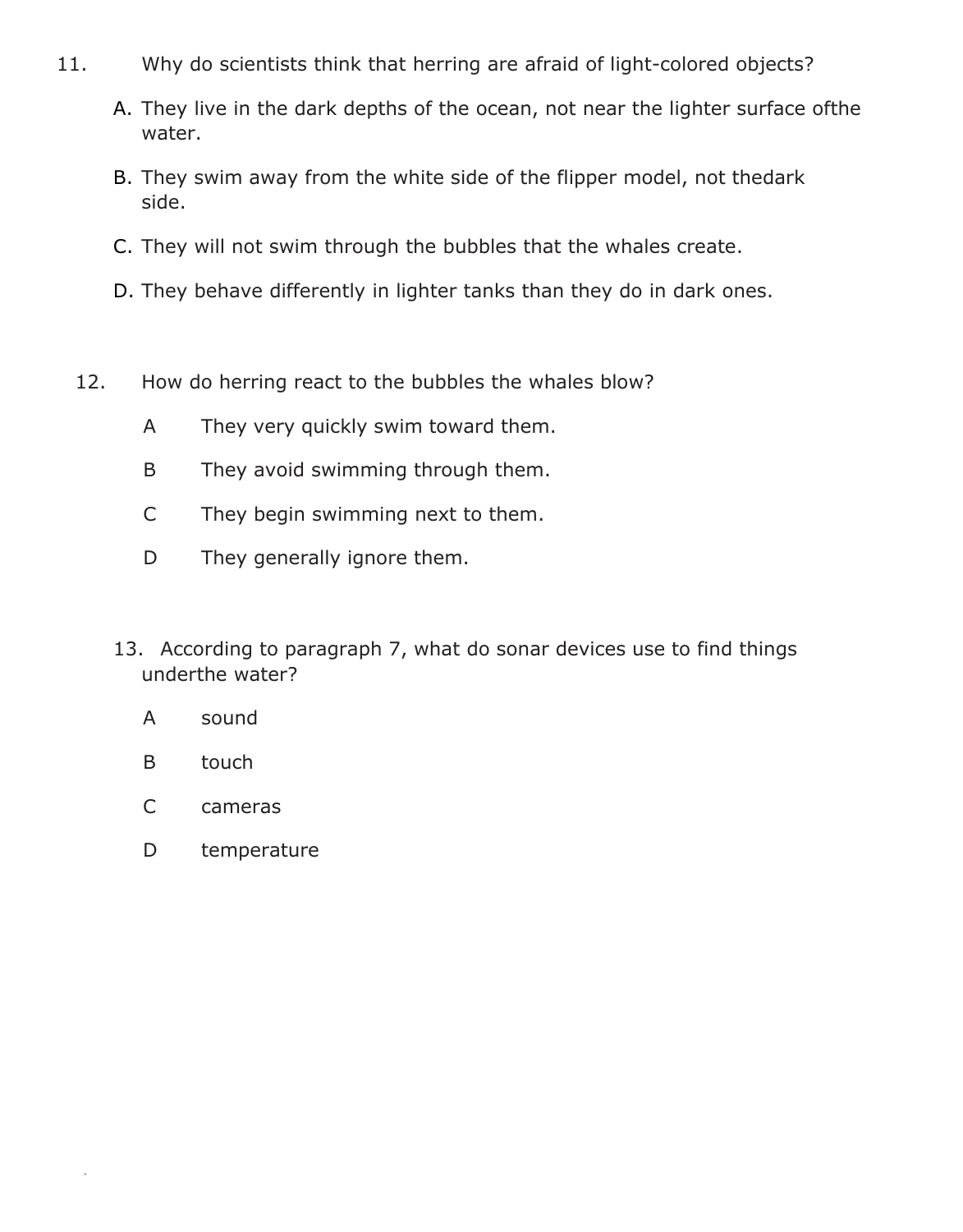11. Why do scientists think that herring are afraid of light-colored objects?

   A. They live in the dark depths of the ocean, not near the lighter surface ofthe water.

   B. They swim away from the white side of the flipper model, not thedark side.

   C. They will not swim through the bubbles that the whales create.

   D. They behave differently in lighter tanks than they do in dark ones.

12. How do herring react to the bubbles the whales blow?

   A They very quickly swim toward them.

   B They avoid swimming through them.

   C They begin swimming next to them.

   D They generally ignore them.

13. According to paragraph 7, what do sonar devices use to find things underthe water?

   A sound

   B touch

   C cameras

   D temperature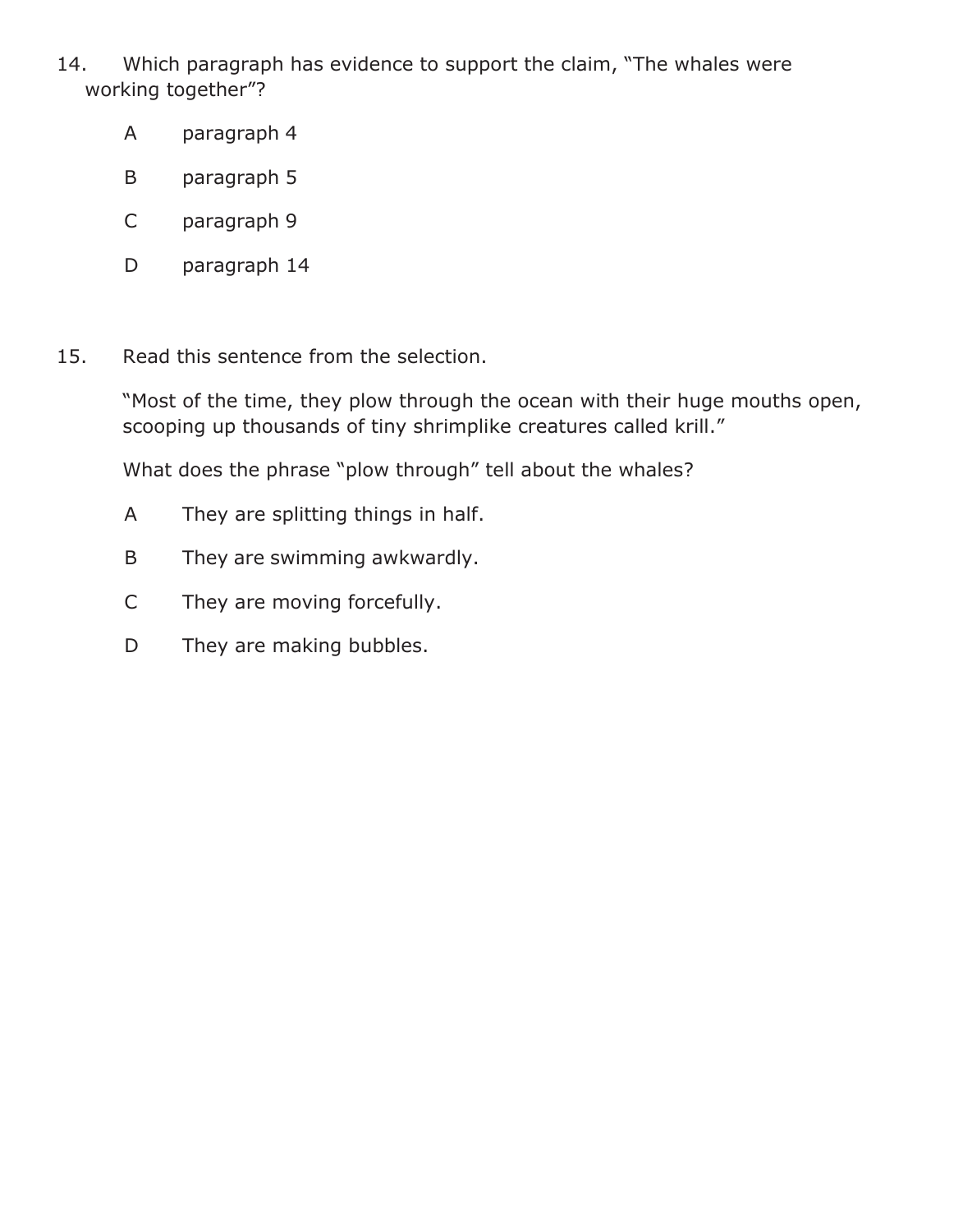14. Which paragraph has evidence to support the claim, "The whales were working together"?

    A paragraph 4

    B paragraph 5

    C paragraph 9

    D paragraph 14

15. Read this sentence from the selection.

    "Most of the time, they plow through the ocean with their huge mouths open, scooping up thousands of tiny shrimplike creatures called krill."

    What does the phrase "plow through" tell about the whales?

    A They are splitting things in half.

    B They are swimming awkwardly.

    C They are moving forcefully.

    D They are making bubbles.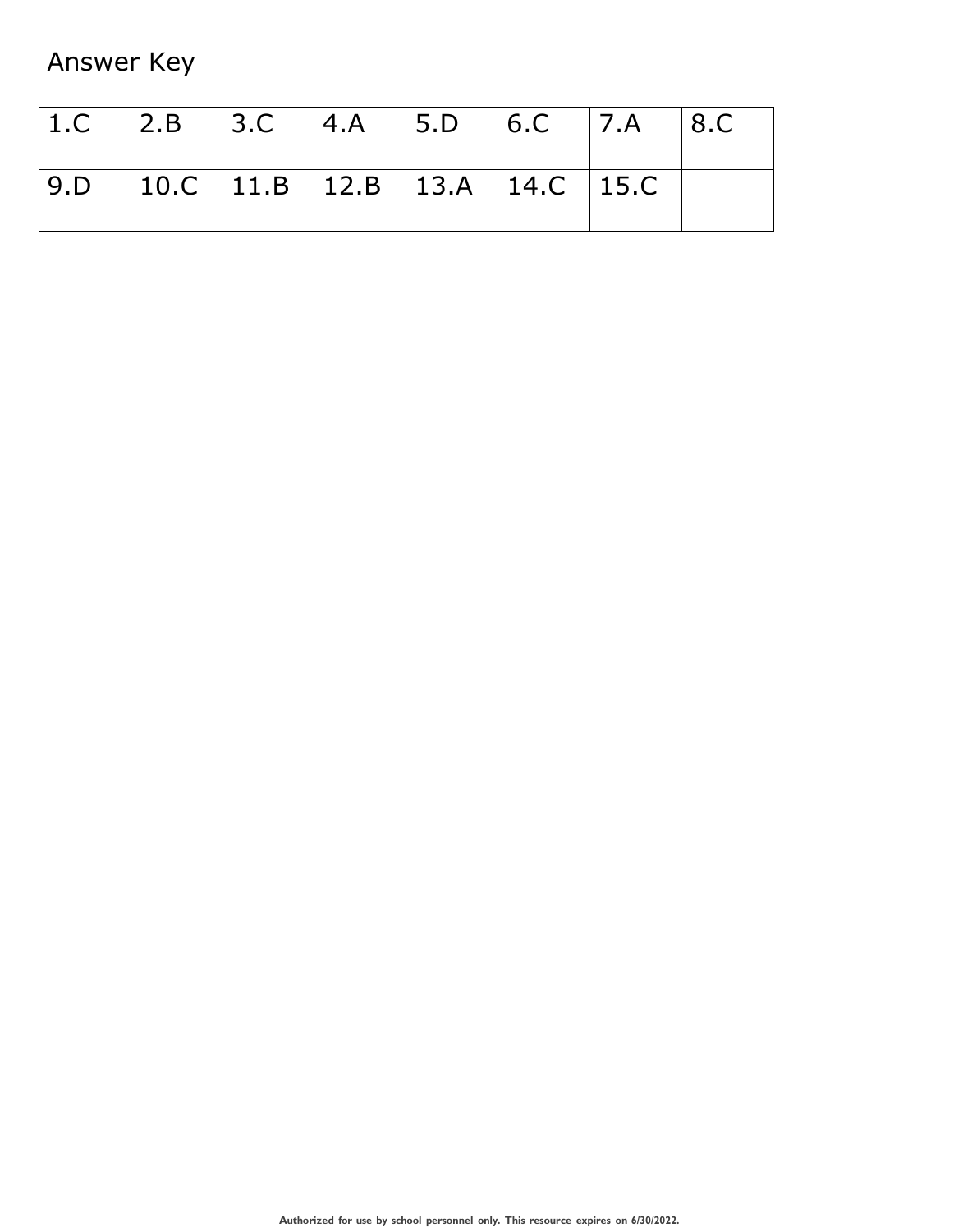Answer Key

| | | | | | | | |
|---|---|---|---|---|---|---|---|
| 1.C | 2.B | 3.C | 4.A | 5.D | 6.C | 7.A | 8.C |
| 9.D | 10.C | 11.B | 12.B | 13.A | 14.C | 15.C | |

**Authorized for use by school personnel only. This resource expires on 6/30/2022.**